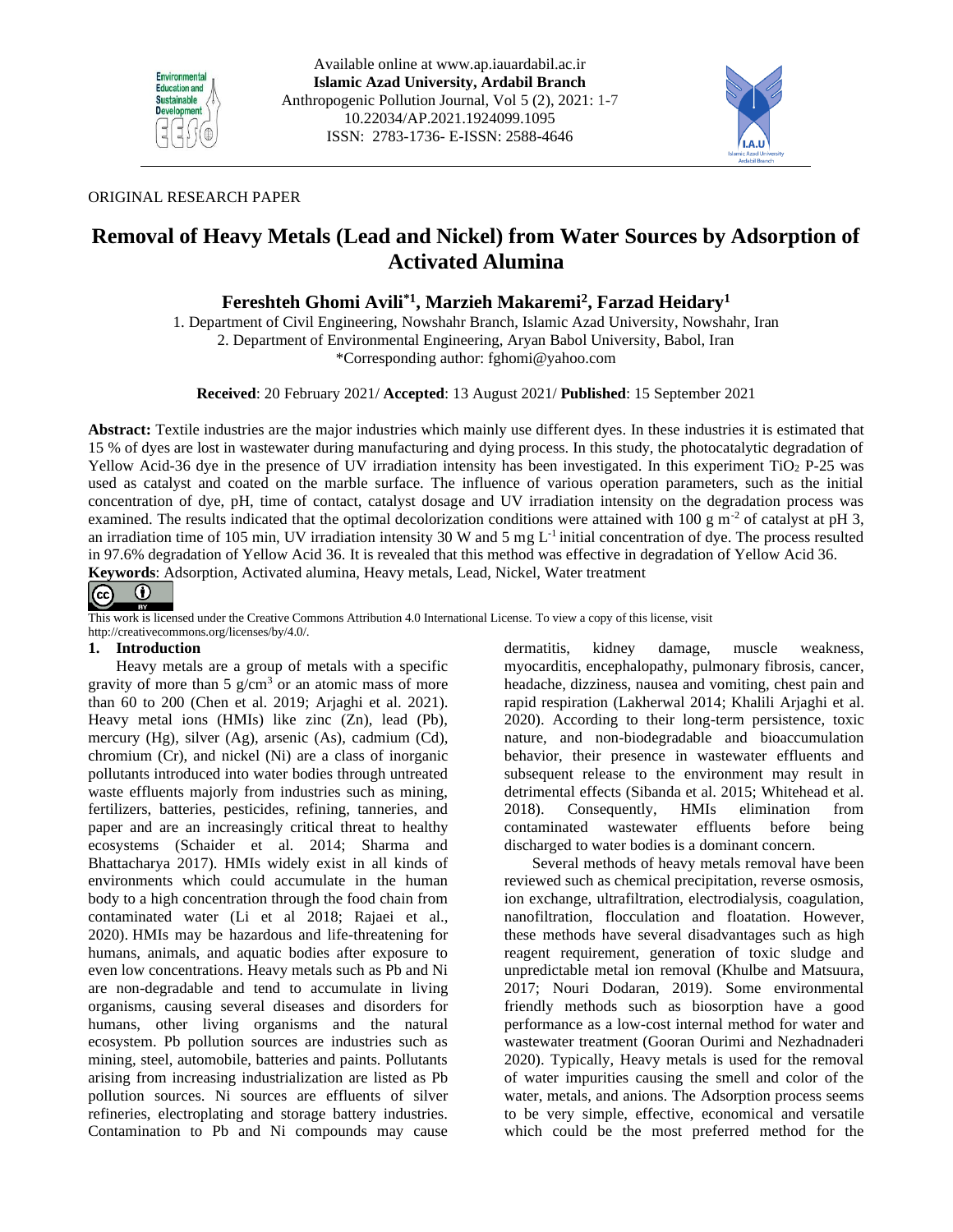Available online at www.ap.iauardabil.ac.ir
**Islamic Azad University, Ardabil Branch**
Anthropogenic Pollution Journal, Vol 5 (2), 2021: 1-7
10.22034/AP.2021.1924099.1095
ISSN: 2783-1736- E-ISSN: 2588-4646

ORIGINAL RESEARCH PAPER

# Removal of Heavy Metals (Lead and Nickel) from Water Sources by Adsorption of Activated Alumina

**Fereshteh Ghomi Avili*[1], Marzieh Makaremi[2], Farzad Heidary[1]**

1. Department of Civil Engineering, Nowshahr Branch, Islamic Azad University, Nowshahr, Iran
2. Department of Environmental Engineering, Aryan Babol University, Babol, Iran

*Corresponding author: fghomi@yahoo.com

**Received**: 20 February 2021/ **Accepted**: 13 August 2021/ **Published**: 15 September 2021

**Abstract:** Textile industries are the major industries which mainly use different dyes. In these industries it is estimated that 15 % of dyes are lost in wastewater during manufacturing and dying process. In this study, the photocatalytic degradation of Yellow Acid-36 dye in the presence of UV irradiation intensity has been investigated. In this experiment $TiO_2$ P-25 was used as catalyst and coated on the marble surface. The influence of various operation parameters, such as the initial concentration of dye, pH, time of contact, catalyst dosage and UV irradiation intensity on the degradation process was examined. The results indicated that the optimal decolorization conditions were attained with 100 g $m^{-2}$ of catalyst at pH 3, an irradiation time of 105 min, UV irradiation intensity 30 W and 5 mg $L^{-1}$ initial concentration of dye. The process resulted in 97.6% degradation of Yellow Acid 36. It is revealed that this method was effective in degradation of Yellow Acid 36.

**Keywords**: Adsorption, Activated alumina, Heavy metals, Lead, Nickel, Water treatment

This work is licensed under the Creative Commons Attribution 4.0 International License. To view a copy of this license, visit http://creativecommons.org/licenses/by/4.0/.

## 1. Introduction

Heavy metals are a group of metals with a specific gravity of more than 5 g/$cm^3$ or an atomic mass of more than 60 to 200 (Chen et al. 2019; Arjaghi et al. 2021). Heavy metal ions (HMIs) like zinc (Zn), lead (Pb), mercury (Hg), silver (Ag), arsenic (As), cadmium (Cd), chromium (Cr), and nickel (Ni) are a class of inorganic pollutants introduced into water bodies through untreated waste effluents majorly from industries such as mining, fertilizers, batteries, pesticides, refining, tanneries, and paper and are an increasingly critical threat to healthy ecosystems (Schaider et al. 2014; Sharma and Bhattacharya 2017). HMIs widely exist in all kinds of environments which could accumulate in the human body to a high concentration through the food chain from contaminated water (Li et al 2018; Rajaei et al., 2020). HMIs may be hazardous and life-threatening for humans, animals, and aquatic bodies after exposure to even low concentrations. Heavy metals such as Pb and Ni are non-degradable and tend to accumulate in living organisms, causing several diseases and disorders for humans, other living organisms and the natural ecosystem. Pb pollution sources are industries such as mining, steel, automobile, batteries and paints. Pollutants arising from increasing industrialization are listed as Pb pollution sources. Ni sources are effluents of silver refineries, electroplating and storage battery industries. Contamination to Pb and Ni compounds may cause dermatitis, kidney damage, muscle weakness, myocarditis, encephalopathy, pulmonary fibrosis, cancer, headache, dizziness, nausea and vomiting, chest pain and rapid respiration (Lakherwal 2014; Khalili Arjaghi et al. 2020). According to their long-term persistence, toxic nature, and non-biodegradable and bioaccumulation behavior, their presence in wastewater effluents and subsequent release to the environment may result in detrimental effects (Sibanda et al. 2015; Whitehead et al. 2018). Consequently, HMIs elimination from contaminated wastewater effluents before being discharged to water bodies is a dominant concern.

Several methods of heavy metals removal have been reviewed such as chemical precipitation, reverse osmosis, ion exchange, ultrafiltration, electrodialysis, coagulation, nanofiltration, flocculation and floatation. However, these methods have several disadvantages such as high reagent requirement, generation of toxic sludge and unpredictable metal ion removal (Khulbe and Matsuura, 2017; Nouri Dodaran, 2019). Some environmental friendly methods such as biosorption have a good performance as a low-cost internal method for water and wastewater treatment (Gooran Ourimi and Nezhadnaderi 2020). Typically, Heavy metals is used for the removal of water impurities causing the smell and color of the water, metals, and anions. The Adsorption process seems to be very simple, effective, economical and versatile which could be the most preferred method for the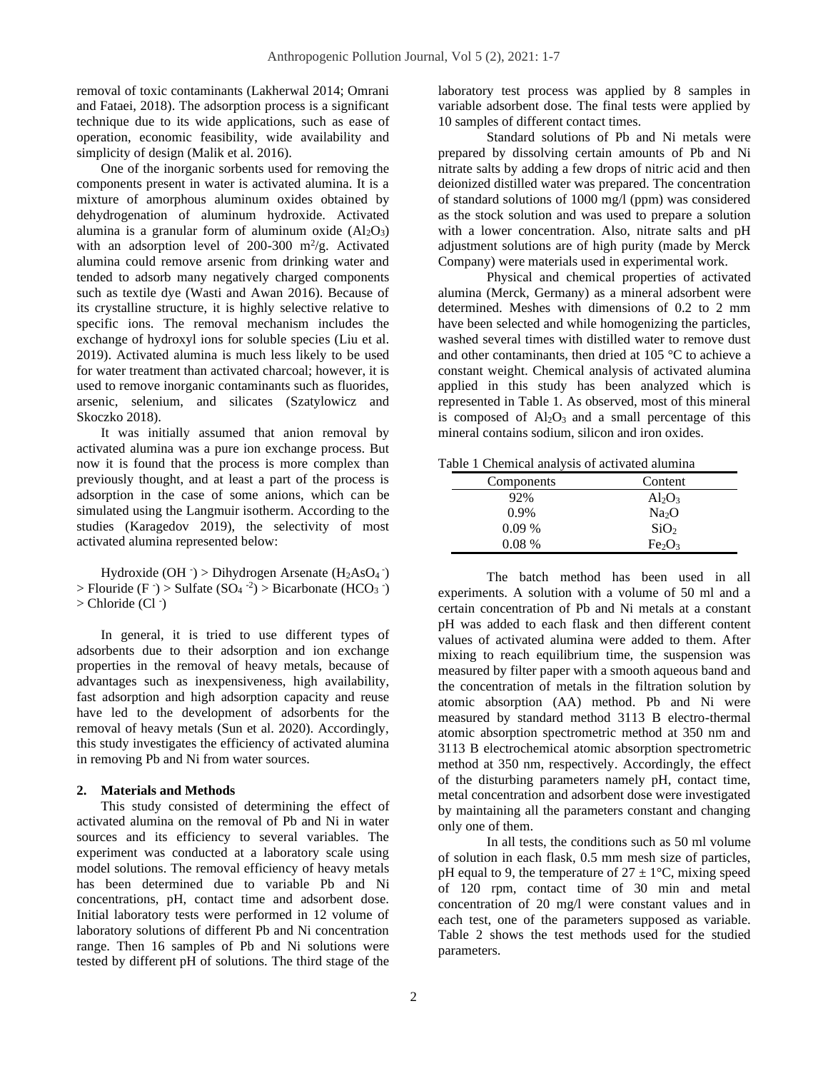removal of toxic contaminants (Lakherwal 2014; Omrani and Fataei, 2018). The adsorption process is a significant technique due to its wide applications, such as ease of operation, economic feasibility, wide availability and simplicity of design (Malik et al. 2016).

One of the inorganic sorbents used for removing the components present in water is activated alumina. It is a mixture of amorphous aluminum oxides obtained by dehydrogenation of aluminum hydroxide. Activated alumina is a granular form of aluminum oxide ($Al_2O_3$) with an adsorption level of 200-300 $m^2/g$. Activated alumina could remove arsenic from drinking water and tended to adsorb many negatively charged components such as textile dye (Wasti and Awan 2016). Because of its crystalline structure, it is highly selective relative to specific ions. The removal mechanism includes the exchange of hydroxyl ions for soluble species (Liu et al. 2019). Activated alumina is much less likely to be used for water treatment than activated charcoal; however, it is used to remove inorganic contaminants such as fluorides, arsenic, selenium, and silicates (Szatylowicz and Skoczko 2018).

It was initially assumed that anion removal by activated alumina was a pure ion exchange process. But now it is found that the process is more complex than previously thought, and at least a part of the process is adsorption in the case of some anions, which can be simulated using the Langmuir isotherm. According to the studies (Karagedov 2019), the selectivity of most activated alumina represented below:

Hydroxide ($OH^-$) > Dihydrogen Arsenate ($H_2AsO_4^-$) > Flouride ($F^-$) > Sulfate ($SO_4^{-2}$) > Bicarbonate ($HCO_3^-$) > Chloride ($Cl^-$)

In general, it is tried to use different types of adsorbents due to their adsorption and ion exchange properties in the removal of heavy metals, because of advantages such as inexpensiveness, high availability, fast adsorption and high adsorption capacity and reuse have led to the development of adsorbents for the removal of heavy metals (Sun et al. 2020). Accordingly, this study investigates the efficiency of activated alumina in removing Pb and Ni from water sources.

## 2. Materials and Methods

This study consisted of determining the effect of activated alumina on the removal of Pb and Ni in water sources and its efficiency to several variables. The experiment was conducted at a laboratory scale using model solutions. The removal efficiency of heavy metals has been determined due to variable Pb and Ni concentrations, pH, contact time and adsorbent dose. Initial laboratory tests were performed in 12 volume of laboratory solutions of different Pb and Ni concentration range. Then 16 samples of Pb and Ni solutions were tested by different pH of solutions. The third stage of the laboratory test process was applied by 8 samples in variable adsorbent dose. The final tests were applied by 10 samples of different contact times.

Standard solutions of Pb and Ni metals were prepared by dissolving certain amounts of Pb and Ni nitrate salts by adding a few drops of nitric acid and then deionized distilled water was prepared. The concentration of standard solutions of 1000 mg/l (ppm) was considered as the stock solution and was used to prepare a solution with a lower concentration. Also, nitrate salts and pH adjustment solutions are of high purity (made by Merck Company) were materials used in experimental work.

Physical and chemical properties of activated alumina (Merck, Germany) as a mineral adsorbent were determined. Meshes with dimensions of 0.2 to 2 mm have been selected and while homogenizing the particles, washed several times with distilled water to remove dust and other contaminants, then dried at 105 °C to achieve a constant weight. Chemical analysis of activated alumina applied in this study has been analyzed which is represented in Table 1. As observed, most of this mineral is composed of $Al_2O_3$ and a small percentage of this mineral contains sodium, silicon and iron oxides.

Table 1 Chemical analysis of activated alumina

| Components | Content |
|---|---|
| 92% | $Al_2O_3$ |
| 0.9% | $Na_2O$ |
| 0.09 % | $SiO_2$ |
| 0.08 % | $Fe_2O_3$ |

The batch method has been used in all experiments. A solution with a volume of 50 ml and a certain concentration of Pb and Ni metals at a constant pH was added to each flask and then different content values of activated alumina were added to them. After mixing to reach equilibrium time, the suspension was measured by filter paper with a smooth aqueous band and the concentration of metals in the filtration solution by atomic absorption (AA) method. Pb and Ni were measured by standard method 3113 B electro-thermal atomic absorption spectrometric method at 350 nm and 3113 B electrochemical atomic absorption spectrometric method at 350 nm, respectively. Accordingly, the effect of the disturbing parameters namely pH, contact time, metal concentration and adsorbent dose were investigated by maintaining all the parameters constant and changing only one of them.

In all tests, the conditions such as 50 ml volume of solution in each flask, 0.5 mm mesh size of particles, pH equal to 9, the temperature of 27 ± 1°C, mixing speed of 120 rpm, contact time of 30 min and metal concentration of 20 mg/l were constant values and in each test, one of the parameters supposed as variable. Table 2 shows the test methods used for the studied parameters.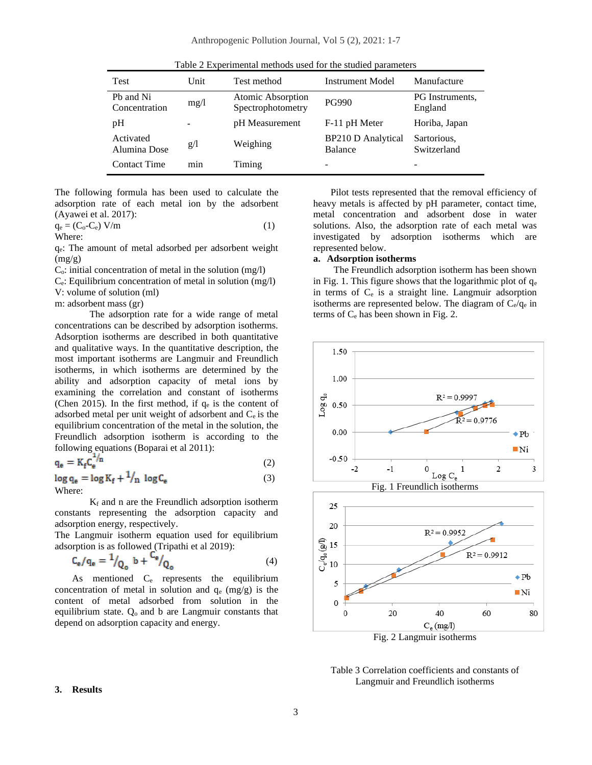Table 2 Experimental methods used for the studied parameters

| Test | Unit | Test method | Instrument Model | Manufacture |
|---|---|---|---|---|
| Pb and Ni Concentration | mg/l | Atomic Absorption Spectrophotometry | PG990 | PG Instruments, England |
| pH | - | pH Measurement | F-11 pH Meter | Horiba, Japan |
| Activated Alumina Dose | g/l | Weighing | BP210 D Analytical Balance | Sartorious, Switzerland |
| Contact Time | min | Timing | - | - |

The following formula has been used to calculate the adsorption rate of each metal ion by the adsorbent (Ayawei et al. 2017):

$$q_e = (C_o - C_e)\, V/m \quad (1)$$

Where:

$q_e$: The amount of metal adsorbed per adsorbent weight (mg/g)

$C_o$: initial concentration of metal in the solution (mg/l)

$C_e$: Equilibrium concentration of metal in solution (mg/l)

V: volume of solution (ml)

m: adsorbent mass (gr)

The adsorption rate for a wide range of metal concentrations can be described by adsorption isotherms. Adsorption isotherms are described in both quantitative and qualitative ways. In the quantitative description, the most important isotherms are Langmuir and Freundlich isotherms, in which isotherms are determined by the ability and adsorption capacity of metal ions by examining the correlation and constant of isotherms (Chen 2015). In the first method, if $q_e$ is the content of adsorbed metal per unit weight of adsorbent and $C_e$ is the equilibrium concentration of the metal in the solution, the Freundlich adsorption isotherm is according to the following equations (Boparai et al 2011):

$$q_e = K_f C_e^{1/n} \quad (2)$$

$$\log q_e = \log K_f + {}^{1}/_{n}\, \log C_e \quad (3)$$

Where:

$K_f$ and n are the Freundlich adsorption isotherm constants representing the adsorption capacity and adsorption energy, respectively.

The Langmuir isotherm equation used for equilibrium adsorption is as followed (Tripathi et al 2019):

$$C_e/q_e = {}^{1}/_{Q_o}\, b + {}^{C_e}/_{Q_o} \quad (4)$$

As mentioned $C_e$ represents the equilibrium concentration of metal in solution and $q_e$ (mg/g) is the content of metal adsorbed from solution in the equilibrium state. $Q_o$ and b are Langmuir constants that depend on adsorption capacity and energy.

## 3. Results

Pilot tests represented that the removal efficiency of heavy metals is affected by pH parameter, contact time, metal concentration and adsorbent dose in water solutions. Also, the adsorption rate of each metal was investigated by adsorption isotherms which are represented below.

**a. Adsorption isotherms**

The Freundlich adsorption isotherm has been shown in Fig. 1. This figure shows that the logarithmic plot of $q_e$ in terms of $C_e$ is a straight line. Langmuir adsorption isotherms are represented below. The diagram of $C_e/q_e$ in terms of $C_e$ has been shown in Fig. 2.

Fig. 1 Freundlich isotherms

Fig. 2 Langmuir isotherms

Table 3 Correlation coefficients and constants of Langmuir and Freundlich isotherms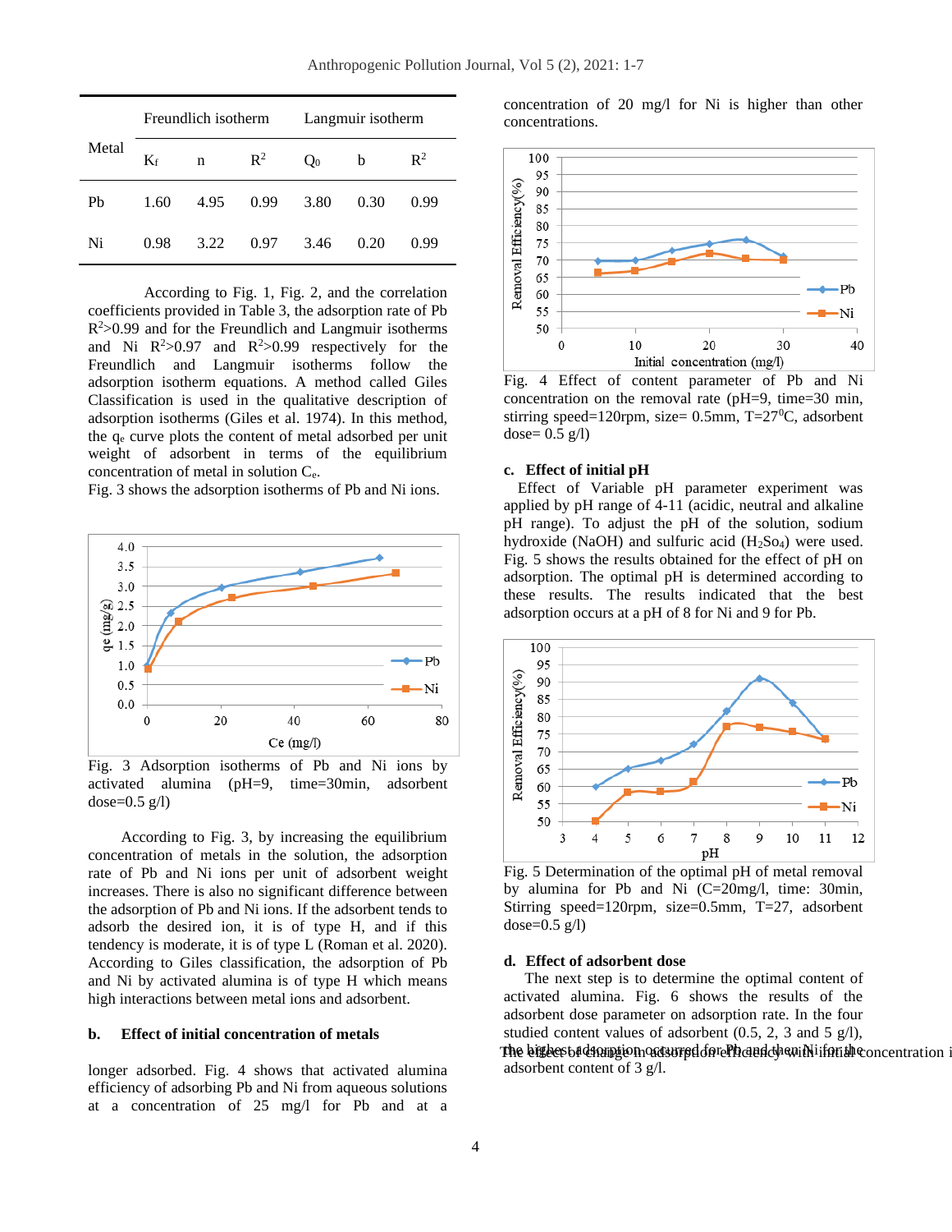| Metal | Freundlich isotherm | | | Langmuir isotherm | | |
|---|---|---|---|---|---|---|
| | $K_f$ | n | $R^2$ | $Q_0$ | b | $R^2$ |
| Pb | 1.60 | 4.95 | 0.99 | 3.80 | 0.30 | 0.99 |
| Ni | 0.98 | 3.22 | 0.97 | 3.46 | 0.20 | 0.99 |

According to Fig. 1, Fig. 2, and the correlation coefficients provided in Table 3, the adsorption rate of Pb $R^2$>0.99 and for the Freundlich and Langmuir isotherms and Ni $R^2$>0.97 and $R^2$>0.99 respectively for the Freundlich and Langmuir isotherms follow the adsorption isotherm equations. A method called Giles Classification is used in the qualitative description of adsorption isotherms (Giles et al. 1974). In this method, the $q_e$ curve plots the content of metal adsorbed per unit weight of adsorbent in terms of the equilibrium concentration of metal in solution $C_e$.

Fig. 3 shows the adsorption isotherms of Pb and Ni ions.

Fig. 3 Adsorption isotherms of Pb and Ni ions by activated alumina (pH=9, time=30min, adsorbent dose=0.5 g/l)

According to Fig. 3, by increasing the equilibrium concentration of metals in the solution, the adsorption rate of Pb and Ni ions per unit of adsorbent weight increases. There is also no significant difference between the adsorption of Pb and Ni ions. If the adsorbent tends to adsorb the desired ion, it is of type H, and if this tendency is moderate, it is of type L (Roman et al. 2020). According to Giles classification, the adsorption of Pb and Ni by activated alumina is of type H which means high interactions between metal ions and adsorbent.

**b. Effect of initial concentration of metals**

longer adsorbed. Fig. 4 shows that activated alumina efficiency of adsorbing Pb and Ni from aqueous solutions at a concentration of 25 mg/l for Pb and at a concentration of 20 mg/l for Ni is higher than other concentrations.

Fig. 4 Effect of content parameter of Pb and Ni concentration on the removal rate (pH=9, time=30 min, stirring speed=120rpm, size= 0.5mm, T=27$^0$C, adsorbent dose= 0.5 g/l)

**c. Effect of initial pH**

Effect of Variable pH parameter experiment was applied by pH range of 4-11 (acidic, neutral and alkaline pH range). To adjust the pH of the solution, sodium hydroxide (NaOH) and sulfuric acid ($H_2So_4$) were used. Fig. 5 shows the results obtained for the effect of pH on adsorption. The optimal pH is determined according to these results. The results indicated that the best adsorption occurs at a pH of 8 for Ni and 9 for Pb.

Fig. 5 Determination of the optimal pH of metal removal by alumina for Pb and Ni (C=20mg/l, time: 30min, Stirring speed=120rpm, size=0.5mm, T=27, adsorbent dose=0.5 g/l)

**d. Effect of adsorbent dose**

The next step is to determine the optimal content of activated alumina. Fig. 6 shows the results of the adsorbent dose parameter on adsorption rate. In the four studied content values of adsorbent (0.5, 2, 3 and 5 g/l), the highest adsorption occurred for Pb and then Ni for the adsorbent content of 3 g/l.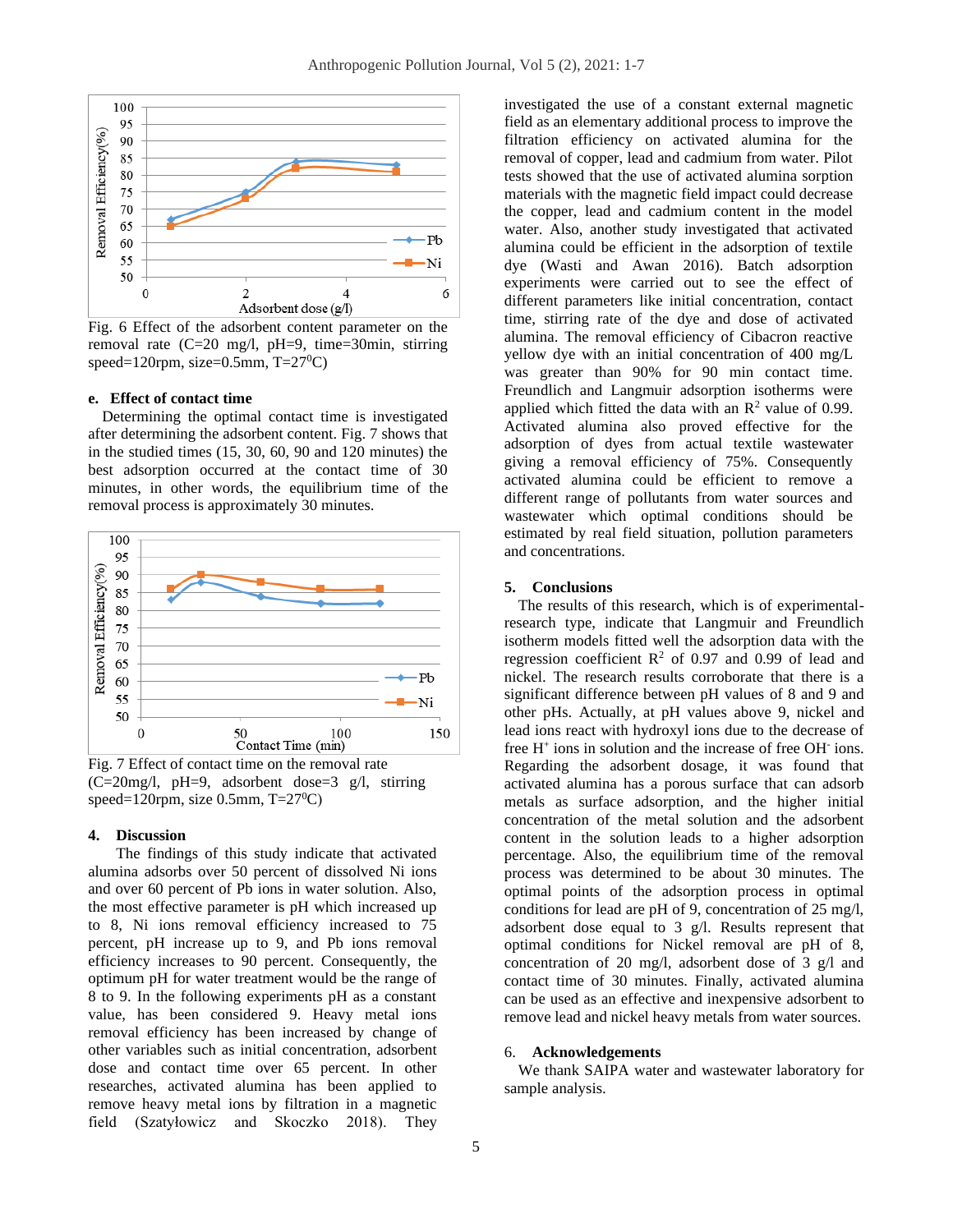Fig. 6 Effect of the adsorbent content parameter on the removal rate (C=20 mg/l, pH=9, time=30min, stirring speed=120rpm, size=0.5mm, T=27$^0$C)

### e. Effect of contact time

Determining the optimal contact time is investigated after determining the adsorbent content. Fig. 7 shows that in the studied times (15, 30, 60, 90 and 120 minutes) the best adsorption occurred at the contact time of 30 minutes, in other words, the equilibrium time of the removal process is approximately 30 minutes.

Fig. 7 Effect of contact time on the removal rate (C=20mg/l, pH=9, adsorbent dose=3 g/l, stirring speed=120rpm, size 0.5mm, T=27$^0$C)

## 4. Discussion

The findings of this study indicate that activated alumina adsorbs over 50 percent of dissolved Ni ions and over 60 percent of Pb ions in water solution. Also, the most effective parameter is pH which increased up to 8, Ni ions removal efficiency increased to 75 percent, pH increase up to 9, and Pb ions removal efficiency increases to 90 percent. Consequently, the optimum pH for water treatment would be the range of 8 to 9. In the following experiments pH as a constant value, has been considered 9. Heavy metal ions removal efficiency has been increased by change of other variables such as initial concentration, adsorbent dose and contact time over 65 percent. In other researches, activated alumina has been applied to remove heavy metal ions by filtration in a magnetic field (Szatyłowicz and Skoczko 2018). They investigated the use of a constant external magnetic field as an elementary additional process to improve the filtration efficiency on activated alumina for the removal of copper, lead and cadmium from water. Pilot tests showed that the use of activated alumina sorption materials with the magnetic field impact could decrease the copper, lead and cadmium content in the model water. Also, another study investigated that activated alumina could be efficient in the adsorption of textile dye (Wasti and Awan 2016). Batch adsorption experiments were carried out to see the effect of different parameters like initial concentration, contact time, stirring rate of the dye and dose of activated alumina. The removal efficiency of Cibacron reactive yellow dye with an initial concentration of 400 mg/L was greater than 90% for 90 min contact time. Freundlich and Langmuir adsorption isotherms were applied which fitted the data with an $R^2$ value of 0.99. Activated alumina also proved effective for the adsorption of dyes from actual textile wastewater giving a removal efficiency of 75%. Consequently activated alumina could be efficient to remove a different range of pollutants from water sources and wastewater which optimal conditions should be estimated by real field situation, pollution parameters and concentrations.

## 5. Conclusions

The results of this research, which is of experimental-research type, indicate that Langmuir and Freundlich isotherm models fitted well the adsorption data with the regression coefficient $R^2$ of 0.97 and 0.99 of lead and nickel. The research results corroborate that there is a significant difference between pH values of 8 and 9 and other pHs. Actually, at pH values above 9, nickel and lead ions react with hydroxyl ions due to the decrease of free $H^+$ ions in solution and the increase of free $OH^-$ ions. Regarding the adsorbent dosage, it was found that activated alumina has a porous surface that can adsorb metals as surface adsorption, and the higher initial concentration of the metal solution and the adsorbent content in the solution leads to a higher adsorption percentage. Also, the equilibrium time of the removal process was determined to be about 30 minutes. The optimal points of the adsorption process in optimal conditions for lead are pH of 9, concentration of 25 mg/l, adsorbent dose equal to 3 g/l. Results represent that optimal conditions for Nickel removal are pH of 8, concentration of 20 mg/l, adsorbent dose of 3 g/l and contact time of 30 minutes. Finally, activated alumina can be used as an effective and inexpensive adsorbent to remove lead and nickel heavy metals from water sources.

## 6. Acknowledgements

We thank SAIPA water and wastewater laboratory for sample analysis.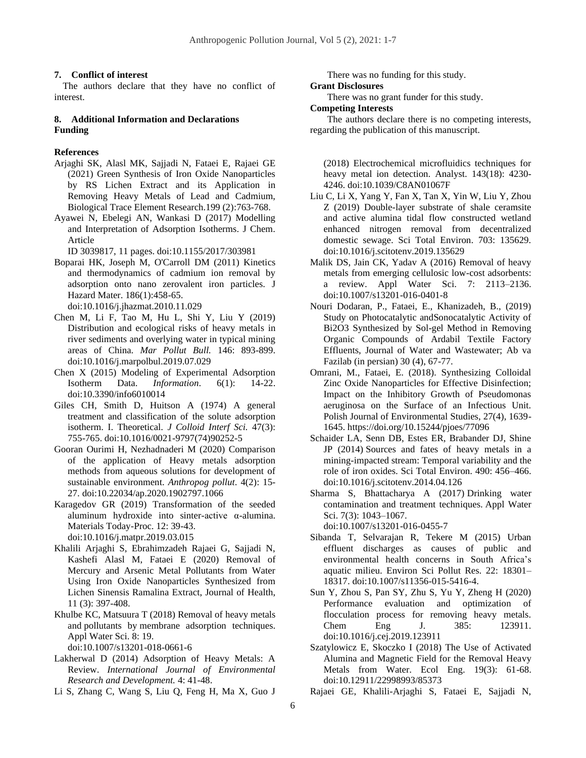## 7. Conflict of interest

The authors declare that they have no conflict of interest.

## 8. Additional Information and Declarations

**Funding**

There was no funding for this study.

**Grant Disclosures**

There was no grant funder for this study.

**Competing Interests**

The authors declare there is no competing interests, regarding the publication of this manuscript.

## References

Arjaghi SK, Alasl MK, Sajjadi N, Fataei E, Rajaei GE (2021) Green Synthesis of Iron Oxide Nanoparticles by RS Lichen Extract and its Application in Removing Heavy Metals of Lead and Cadmium, Biological Trace Element Research.199 (2):763-768.

Ayawei N, Ebelegi AN, Wankasi D (2017) Modelling and Interpretation of Adsorption Isotherms. J Chem. Article ID 3039817, 11 pages. doi:10.1155/2017/303981

Boparai HK, Joseph M, O'Carroll DM (2011) Kinetics and thermodynamics of cadmium ion removal by adsorption onto nano zerovalent iron particles. J Hazard Mater. 186(1):458-65. doi:10.1016/j.jhazmat.2010.11.029

Chen M, Li F, Tao M, Hu L, Shi Y, Liu Y (2019) Distribution and ecological risks of heavy metals in river sediments and overlying water in typical mining areas of China. *Mar Pollut Bull.* 146: 893-899. doi:10.1016/j.marpolbul.2019.07.029

Chen X (2015) Modeling of Experimental Adsorption Isotherm Data. *Information*. 6(1): 14-22. doi:10.3390/info6010014

Giles CH, Smith D, Huitson A (1974) A general treatment and classification of the solute adsorption isotherm. I. Theoretical. *J Colloid Interf Sci.* 47(3): 755-765. doi:10.1016/0021-9797(74)90252-5

Gooran Ourimi H, Nezhadnaderi M (2020) Comparison of the application of Heavy metals adsorption methods from aqueous solutions for development of sustainable environment. *Anthropog pollut*. 4(2): 15-27. doi:10.22034/ap.2020.1902797.1066

Karagedov GR (2019) Transformation of the seeded aluminum hydroxide into sinter-active α-alumina. Materials Today-Proc. 12: 39-43. doi:10.1016/j.matpr.2019.03.015

Khalili Arjaghi S, Ebrahimzadeh Rajaei G, Sajjadi N, Kashefi Alasl M, Fataei E (2020) Removal of Mercury and Arsenic Metal Pollutants from Water Using Iron Oxide Nanoparticles Synthesized from Lichen Sinensis Ramalina Extract, Journal of Health, 11 (3): 397-408.

Khulbe KC, Matsuura T (2018) Removal of heavy metals and pollutants by membrane adsorption techniques. Appl Water Sci. 8: 19. doi:10.1007/s13201-018-0661-6

Lakherwal D (2014) Adsorption of Heavy Metals: A Review. *International Journal of Environmental Research and Development.* 4: 41-48.

Li S, Zhang C, Wang S, Liu Q, Feng H, Ma X, Guo J (2018) Electrochemical microfluidics techniques for heavy metal ion detection. Analyst. 143(18): 4230-4246. doi:10.1039/C8AN01067F

Liu C, Li X, Yang Y, Fan X, Tan X, Yin W, Liu Y, Zhou Z (2019) Double-layer substrate of shale ceramsite and active alumina tidal flow constructed wetland enhanced nitrogen removal from decentralized domestic sewage. Sci Total Environ. 703: 135629. doi:10.1016/j.scitotenv.2019.135629

Malik DS, Jain CK, Yadav A (2016) Removal of heavy metals from emerging cellulosic low-cost adsorbents: a review. Appl Water Sci. 7: 2113–2136. doi:10.1007/s13201-016-0401-8

Nouri Dodaran, P., Fataei, E., Khanizadeh, B., (2019) Study on Photocatalytic andSonocatalytic Activity of Bi2O3 Synthesized by Sol-gel Method in Removing Organic Compounds of Ardabil Textile Factory Effluents, Journal of Water and Wastewater; Ab va Fazilab (in persian) 30 (4), 67-77.

Omrani, M., Fataei, E. (2018). Synthesizing Colloidal Zinc Oxide Nanoparticles for Effective Disinfection; Impact on the Inhibitory Growth of Pseudomonas aeruginosa on the Surface of an Infectious Unit. Polish Journal of Environmental Studies, 27(4), 1639-1645. https://doi.org/10.15244/pjoes/77096

Schaider LA, Senn DB, Estes ER, Brabander DJ, Shine JP (2014) Sources and fates of heavy metals in a mining-impacted stream: Temporal variability and the role of iron oxides. Sci Total Environ. 490: 456–466. doi:10.1016/j.scitotenv.2014.04.126

Sharma S, Bhattacharya A (2017) Drinking water contamination and treatment techniques. Appl Water Sci. 7(3): 1043–1067. doi:10.1007/s13201-016-0455-7

Sibanda T, Selvarajan R, Tekere M (2015) Urban effluent discharges as causes of public and environmental health concerns in South Africa's aquatic milieu. Environ Sci Pollut Res. 22: 18301–18317. doi:10.1007/s11356-015-5416-4.

Sun Y, Zhou S, Pan SY, Zhu S, Yu Y, Zheng H (2020) Performance evaluation and optimization of flocculation process for removing heavy metals. Chem Eng J. 385: 123911. doi:10.1016/j.cej.2019.123911

Szatylowicz E, Skoczko I (2018) The Use of Activated Alumina and Magnetic Field for the Removal Heavy Metals from Water. Ecol Eng. 19(3): 61-68. doi:10.12911/22998993/85373

Rajaei GE, Khalili-Arjaghi S, Fataei E, Sajjadi N,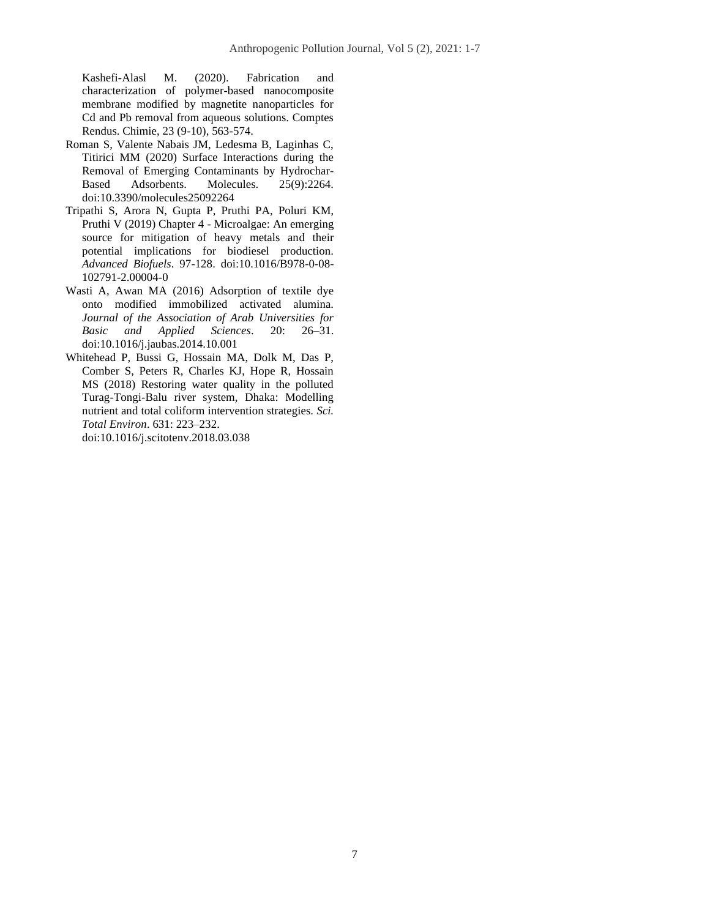Kashefi-Alasl M. (2020). Fabrication and characterization of polymer-based nanocomposite membrane modified by magnetite nanoparticles for Cd and Pb removal from aqueous solutions. Comptes Rendus. Chimie, 23 (9-10), 563-574.

Roman S, Valente Nabais JM, Ledesma B, Laginhas C, Titirici MM (2020) Surface Interactions during the Removal of Emerging Contaminants by Hydrochar-Based Adsorbents. Molecules. 25(9):2264. doi:10.3390/molecules25092264

Tripathi S, Arora N, Gupta P, Pruthi PA, Poluri KM, Pruthi V (2019) Chapter 4 - Microalgae: An emerging source for mitigation of heavy metals and their potential implications for biodiesel production. *Advanced Biofuels*. 97-128. doi:10.1016/B978-0-08-102791-2.00004-0

Wasti A, Awan MA (2016) Adsorption of textile dye onto modified immobilized activated alumina. *Journal of the Association of Arab Universities for Basic and Applied Sciences*. 20: 26–31. doi:10.1016/j.jaubas.2014.10.001

Whitehead P, Bussi G, Hossain MA, Dolk M, Das P, Comber S, Peters R, Charles KJ, Hope R, Hossain MS (2018) Restoring water quality in the polluted Turag-Tongi-Balu river system, Dhaka: Modelling nutrient and total coliform intervention strategies. *Sci. Total Environ*. 631: 223–232. doi:10.1016/j.scitotenv.2018.03.038